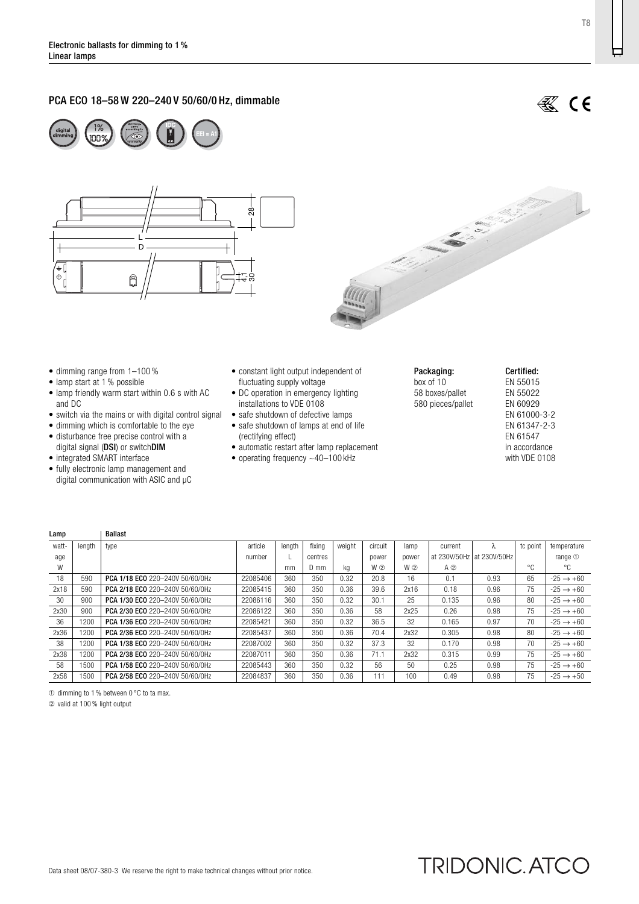**Electronic ballasts for dimming to 1 %**
**Linear lamps**

## PCA ECO 18–58 W 220–240 V 50/60/0 Hz, dimmable

- dimming range from 1–100 %
- lamp start at 1 % possible
- lamp friendly warm start within 0.6 s with AC and DC
- switch via the mains or with digital control signal
- dimming which is comfortable to the eye
- disturbance free precise control with a digital signal (**DSI**) or switch**DIM**
- integrated SMART interface
- fully electronic lamp management and digital communication with ASIC and µC
- constant light output independent of fluctuating supply voltage
- DC operation in emergency lighting installations to VDE 0108
- safe shutdown of defective lamps
- safe shutdown of lamps at end of life (rectifying effect)
- automatic restart after lamp replacement
- operating frequency ~40–100 kHz

**Packaging:**
box of 10
58 boxes/pallet
580 pieces/pallet

**Certified:**
EN 55015
EN 55022
EN 60929
EN 61000-3-2
EN 61347-2-3
EN 61547
in accordance with VDE 0108

| Lamp | | Ballast | | | | | | | | | | |
|---|---|---|---|---|---|---|---|---|---|---|---|---|
| watt-age W | length | type | article number | length L mm | fixing centres D mm | weight kg | circuit power W ② | lamp power W ② | current at 230V/50Hz A ② | λ at 230V/50Hz | tc point °C | temperature range ① °C |
| 18 | 590 | **PCA 1/18 ECO** 220–240V 50/60/0Hz | 22085406 | 360 | 350 | 0.32 | 20.8 | 16 | 0.1 | 0.93 | 65 | -25 → +60 |
| 2x18 | 590 | **PCA 2/18 ECO** 220–240V 50/60/0Hz | 22085415 | 360 | 350 | 0.36 | 39.6 | 2x16 | 0.18 | 0.96 | 75 | -25 → +60 |
| 30 | 900 | **PCA 1/30 ECO** 220–240V 50/60/0Hz | 22086116 | 360 | 350 | 0.32 | 30.1 | 25 | 0.135 | 0.96 | 80 | -25 → +60 |
| 2x30 | 900 | **PCA 2/30 ECO** 220–240V 50/60/0Hz | 22086122 | 360 | 350 | 0.36 | 58 | 2x25 | 0.26 | 0.98 | 75 | -25 → +60 |
| 36 | 1200 | **PCA 1/36 ECO** 220–240V 50/60/0Hz | 22085421 | 360 | 350 | 0.32 | 36.5 | 32 | 0.165 | 0.97 | 70 | -25 → +60 |
| 2x36 | 1200 | **PCA 2/36 ECO** 220–240V 50/60/0Hz | 22085437 | 360 | 350 | 0.36 | 70.4 | 2x32 | 0.305 | 0.98 | 80 | -25 → +60 |
| 38 | 1200 | **PCA 1/38 ECO** 220–240V 50/60/0Hz | 22087002 | 360 | 350 | 0.32 | 37.3 | 32 | 0.170 | 0.98 | 70 | -25 → +60 |
| 2x38 | 1200 | **PCA 2/38 ECO** 220–240V 50/60/0Hz | 22087011 | 360 | 350 | 0.36 | 71.1 | 2x32 | 0.315 | 0.99 | 75 | -25 → +60 |
| 58 | 1500 | **PCA 1/58 ECO** 220–240V 50/60/0Hz | 22085443 | 360 | 350 | 0.32 | 56 | 50 | 0.25 | 0.98 | 75 | -25 → +60 |
| 2x58 | 1500 | **PCA 2/58 ECO** 220–240V 50/60/0Hz | 22084837 | 360 | 350 | 0.36 | 111 | 100 | 0.49 | 0.98 | 75 | -25 → +50 |

① dimming to 1 % between 0 °C to ta max.
② valid at 100 % light output

Data sheet 08/07-380-3 We reserve the right to make technical changes without prior notice.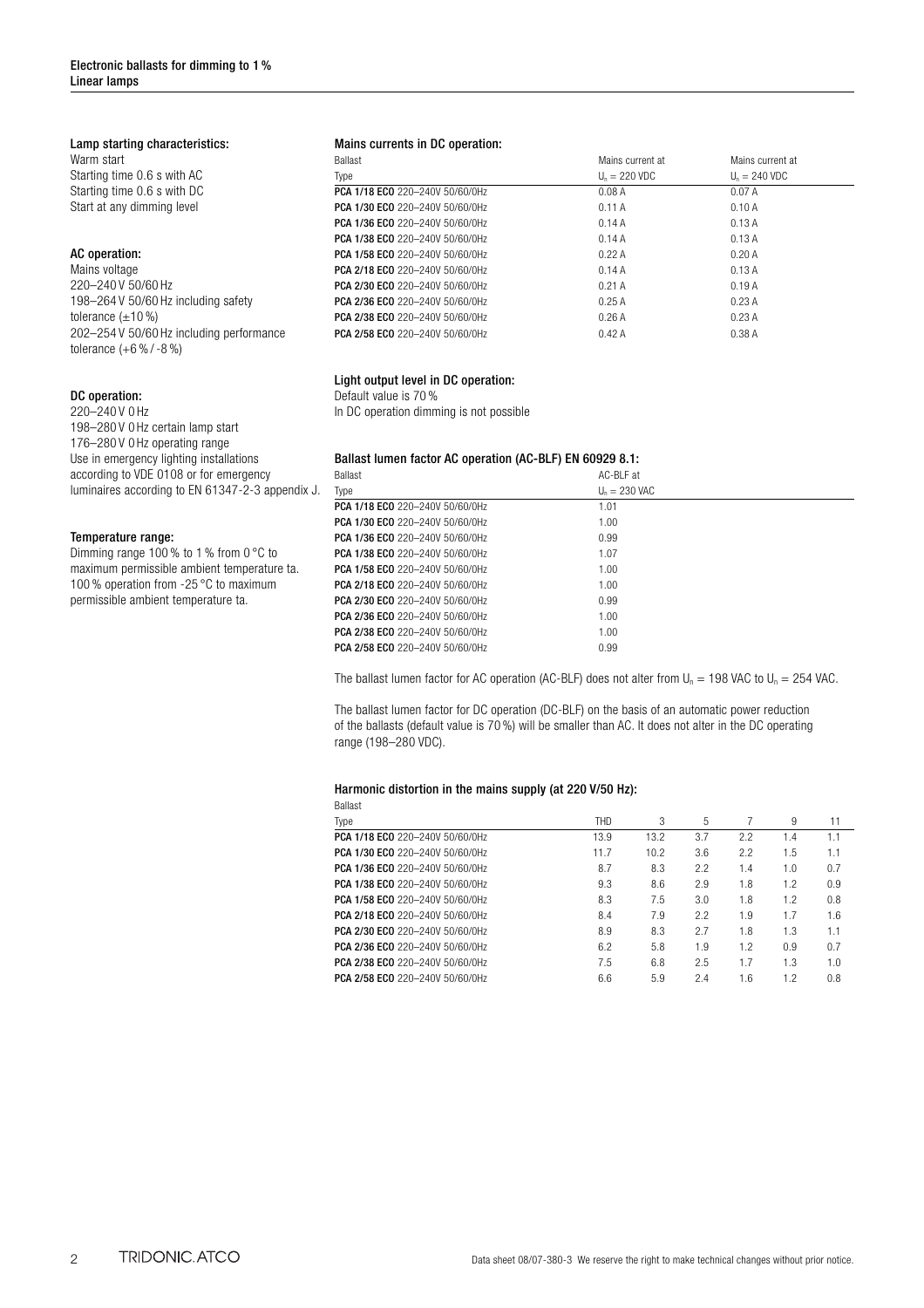## Lamp starting characteristics:

Warm start
Starting time 0.6 s with AC
Starting time 0.6 s with DC
Start at any dimming level

## AC operation:

Mains voltage
220–240 V 50/60 Hz
198–264 V 50/60 Hz including safety tolerance (±10 %)
202–254 V 50/60 Hz including performance tolerance (+6 % / -8 %)

## DC operation:

220–240 V 0 Hz
198–280 V 0 Hz certain lamp start
176–280 V 0 Hz operating range
Use in emergency lighting installations according to VDE 0108 or for emergency luminaires according to EN 61347-2-3 appendix J.

## Temperature range:

Dimming range 100 % to 1 % from 0 °C to maximum permissible ambient temperature ta.
100 % operation from -25 °C to maximum permissible ambient temperature ta.

## Mains currents in DC operation:

| Ballast Type | Mains current at $U_n$ = 220 VDC | Mains current at $U_n$ = 240 VDC |
|---|---|---|
| **PCA 1/18 ECO** 220–240V 50/60/0Hz | 0.08 A | 0.07 A |
| **PCA 1/30 ECO** 220–240V 50/60/0Hz | 0.11 A | 0.10 A |
| **PCA 1/36 ECO** 220–240V 50/60/0Hz | 0.14 A | 0.13 A |
| **PCA 1/38 ECO** 220–240V 50/60/0Hz | 0.14 A | 0.13 A |
| **PCA 1/58 ECO** 220–240V 50/60/0Hz | 0.22 A | 0.20 A |
| **PCA 2/18 ECO** 220–240V 50/60/0Hz | 0.14 A | 0.13 A |
| **PCA 2/30 ECO** 220–240V 50/60/0Hz | 0.21 A | 0.19 A |
| **PCA 2/36 ECO** 220–240V 50/60/0Hz | 0.25 A | 0.23 A |
| **PCA 2/38 ECO** 220–240V 50/60/0Hz | 0.26 A | 0.23 A |
| **PCA 2/58 ECO** 220–240V 50/60/0Hz | 0.42 A | 0.38 A |

## Light output level in DC operation:

Default value is 70 %
In DC operation dimming is not possible

## Ballast lumen factor AC operation (AC-BLF) EN 60929 8.1:

| Ballast Type | AC-BLF at $U_n$ = 230 VAC |
|---|---|
| **PCA 1/18 ECO** 220–240V 50/60/0Hz | 1.01 |
| **PCA 1/30 ECO** 220–240V 50/60/0Hz | 1.00 |
| **PCA 1/36 ECO** 220–240V 50/60/0Hz | 0.99 |
| **PCA 1/38 ECO** 220–240V 50/60/0Hz | 1.07 |
| **PCA 1/58 ECO** 220–240V 50/60/0Hz | 1.00 |
| **PCA 2/18 ECO** 220–240V 50/60/0Hz | 1.00 |
| **PCA 2/30 ECO** 220–240V 50/60/0Hz | 0.99 |
| **PCA 2/36 ECO** 220–240V 50/60/0Hz | 1.00 |
| **PCA 2/38 ECO** 220–240V 50/60/0Hz | 1.00 |
| **PCA 2/58 ECO** 220–240V 50/60/0Hz | 0.99 |

The ballast lumen factor for AC operation (AC-BLF) does not alter from $U_n$ = 198 VAC to $U_n$ = 254 VAC.

The ballast lumen factor for DC operation (DC-BLF) on the basis of an automatic power reduction of the ballasts (default value is 70 %) will be smaller than AC. It does not alter in the DC operating range (198–280 VDC).

## Harmonic distortion in the mains supply (at 220 V/50 Hz):

| Ballast Type | THD | 3 | 5 | 7 | 9 | 11 |
|---|---|---|---|---|---|---|
| **PCA 1/18 ECO** 220–240V 50/60/0Hz | 13.9 | 13.2 | 3.7 | 2.2 | 1.4 | 1.1 |
| **PCA 1/30 ECO** 220–240V 50/60/0Hz | 11.7 | 10.2 | 3.6 | 2.2 | 1.5 | 1.1 |
| **PCA 1/36 ECO** 220–240V 50/60/0Hz | 8.7 | 8.3 | 2.2 | 1.4 | 1.0 | 0.7 |
| **PCA 1/38 ECO** 220–240V 50/60/0Hz | 9.3 | 8.6 | 2.9 | 1.8 | 1.2 | 0.9 |
| **PCA 1/58 ECO** 220–240V 50/60/0Hz | 8.3 | 7.5 | 3.0 | 1.8 | 1.2 | 0.8 |
| **PCA 2/18 ECO** 220–240V 50/60/0Hz | 8.4 | 7.9 | 2.2 | 1.9 | 1.7 | 1.6 |
| **PCA 2/30 ECO** 220–240V 50/60/0Hz | 8.9 | 8.3 | 2.7 | 1.8 | 1.3 | 1.1 |
| **PCA 2/36 ECO** 220–240V 50/60/0Hz | 6.2 | 5.8 | 1.9 | 1.2 | 0.9 | 0.7 |
| **PCA 2/38 ECO** 220–240V 50/60/0Hz | 7.5 | 6.8 | 2.5 | 1.7 | 1.3 | 1.0 |
| **PCA 2/58 ECO** 220–240V 50/60/0Hz | 6.6 | 5.9 | 2.4 | 1.6 | 1.2 | 0.8 |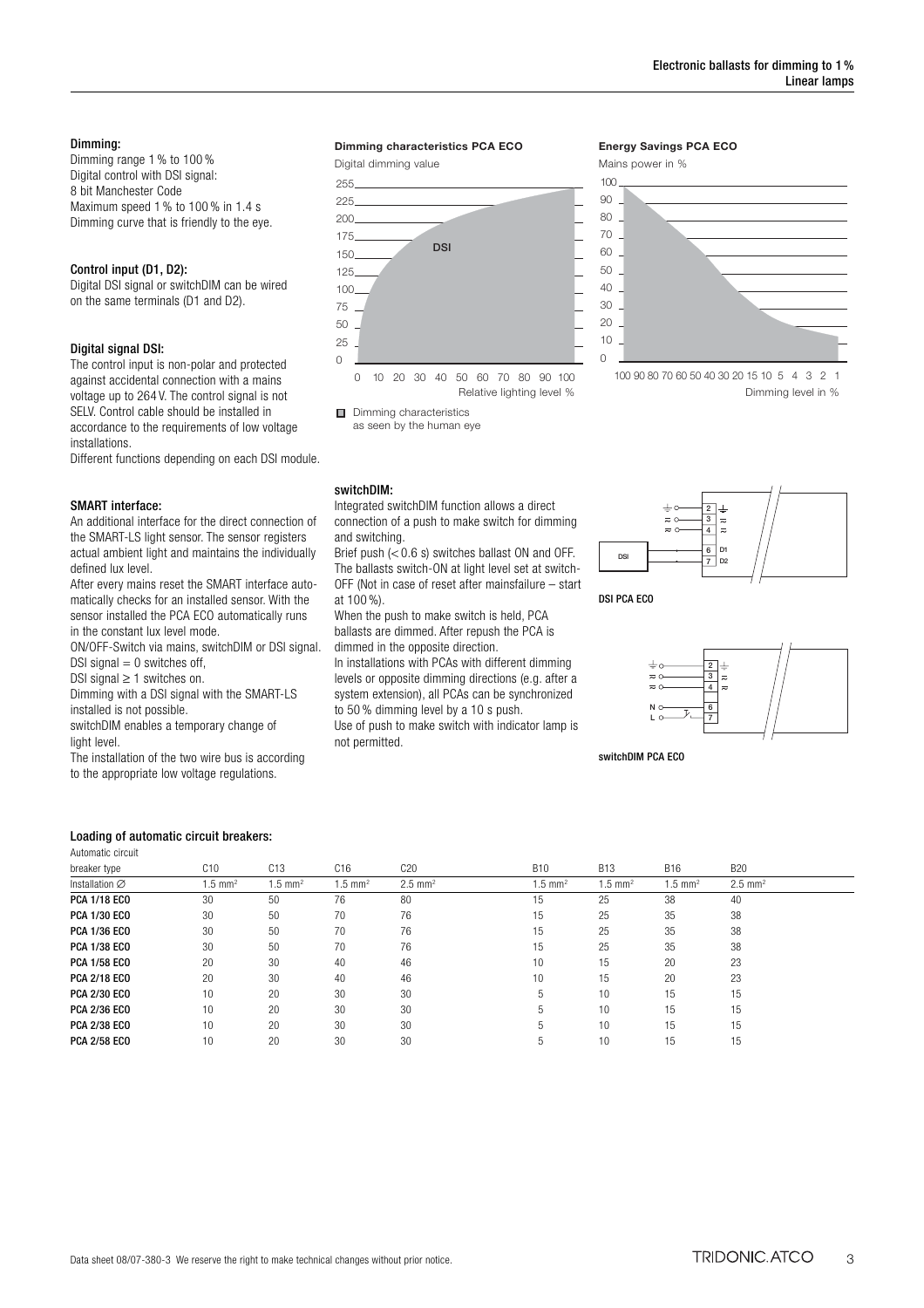### Dimming:

Dimming range 1 % to 100 %
Digital control with DSI signal:
8 bit Manchester Code
Maximum speed 1 % to 100 % in 1.4 s
Dimming curve that is friendly to the eye.

### Control input (D1, D2):

Digital DSI signal or switchDIM can be wired on the same terminals (D1 and D2).

### Digital signal DSI:

The control input is non-polar and protected against accidental connection with a mains voltage up to 264 V. The control signal is not SELV. Control cable should be installed in accordance to the requirements of low voltage installations.
Different functions depending on each DSI module.

### SMART interface:

An additional interface for the direct connection of the SMART-LS light sensor. The sensor registers actual ambient light and maintains the individually defined lux level.
After every mains reset the SMART interface automatically checks for an installed sensor. With the sensor installed the PCA ECO automatically runs in the constant lux level mode.
ON/OFF-Switch via mains, switchDIM or DSI signal.
DSI signal = 0 switches off,
DSI signal ≥ 1 switches on.
Dimming with a DSI signal with the SMART-LS installed is not possible.
switchDIM enables a temporary change of light level.
The installation of the two wire bus is according to the appropriate low voltage regulations.

**Dimming characteristics PCA ECO**

Digital dimming value

Relative lighting level %

Dimming characteristics as seen by the human eye

**Energy Savings PCA ECO**

Mains power in %

Dimming level in %

### switchDIM:

Integrated switchDIM function allows a direct connection of a push to make switch for dimming and switching.
Brief push (< 0.6 s) switches ballast ON and OFF. The ballasts switch-ON at light level set at switch-OFF (Not in case of reset after mainsfailure – start at 100 %).
When the push to make switch is held, PCA ballasts are dimmed. After repush the PCA is dimmed in the opposite direction.
In installations with PCAs with different dimming levels or opposite dimming directions (e.g. after a system extension), all PCAs can be synchronized to 50 % dimming level by a 10 s push.
Use of push to make switch with indicator lamp is not permitted.

DSI PCA ECO

switchDIM PCA ECO

### Loading of automatic circuit breakers:

| Automatic circuit breaker type | C10 | C13 | C16 | C20 | B10 | B13 | B16 | B20 |
|---|---|---|---|---|---|---|---|---|
| Installation ∅ | 1.5 mm² | 1.5 mm² | 1.5 mm² | 2.5 mm² | 1.5 mm² | 1.5 mm² | 1.5 mm² | 2.5 mm² |
| **PCA 1/18 ECO** | 30 | 50 | 76 | 80 | 15 | 25 | 38 | 40 |
| **PCA 1/30 ECO** | 30 | 50 | 70 | 76 | 15 | 25 | 35 | 38 |
| **PCA 1/36 ECO** | 30 | 50 | 70 | 76 | 15 | 25 | 35 | 38 |
| **PCA 1/38 ECO** | 30 | 50 | 70 | 76 | 15 | 25 | 35 | 38 |
| **PCA 1/58 ECO** | 20 | 30 | 40 | 46 | 10 | 15 | 20 | 23 |
| **PCA 2/18 ECO** | 20 | 30 | 40 | 46 | 10 | 15 | 20 | 23 |
| **PCA 2/30 ECO** | 10 | 20 | 30 | 30 | 5 | 10 | 15 | 15 |
| **PCA 2/36 ECO** | 10 | 20 | 30 | 30 | 5 | 10 | 15 | 15 |
| **PCA 2/38 ECO** | 10 | 20 | 30 | 30 | 5 | 10 | 15 | 15 |
| **PCA 2/58 ECO** | 10 | 20 | 30 | 30 | 5 | 10 | 15 | 15 |

Data sheet 08/07-380-3 We reserve the right to make technical changes without prior notice.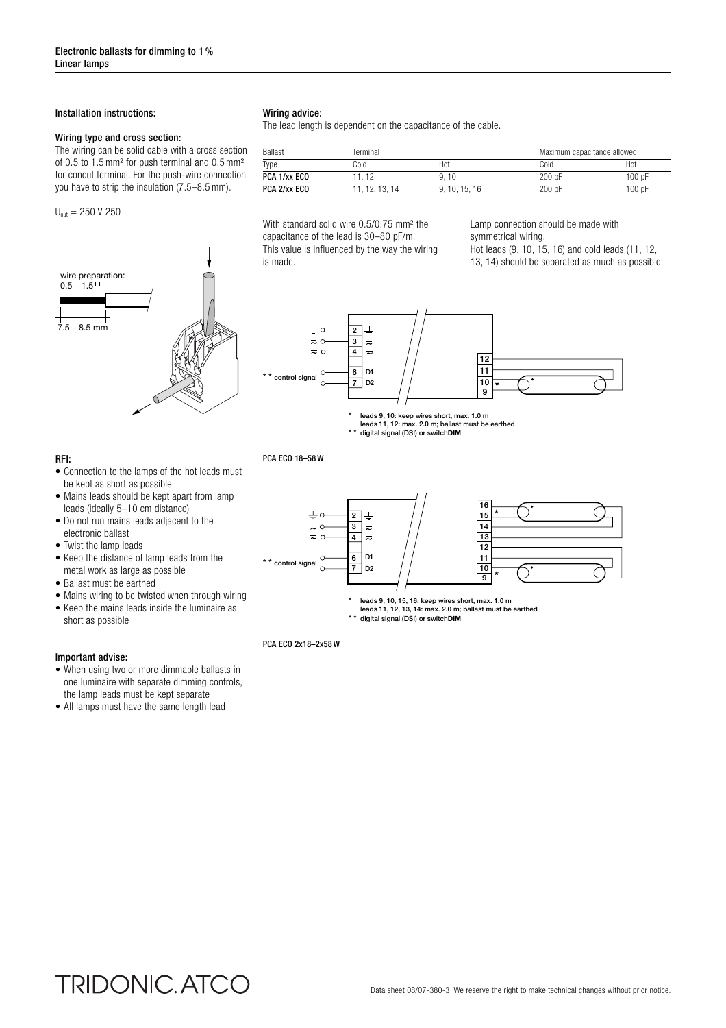**Electronic ballasts for dimming to 1 %**
**Linear lamps**

### Installation instructions:

#### Wiring type and cross section:

The wiring can be solid cable with a cross section of 0.5 to 1.5 mm² for push terminal and 0.5 mm² for concut terminal. For the push-wire connection you have to strip the insulation (7.5–8.5 mm).

$U_{out}$ = 250 V 250

wire preparation:
0.5 – 1.5 □

7.5 – 8.5 mm

### RFI:

- Connection to the lamps of the hot leads must be kept as short as possible
- Mains leads should be kept apart from lamp leads (ideally 5–10 cm distance)
- Do not run mains leads adjacent to the electronic ballast
- Twist the lamp leads
- Keep the distance of lamp leads from the metal work as large as possible
- Ballast must be earthed
- Mains wiring to be twisted when through wiring
- Keep the mains leads inside the luminaire as short as possible

### Important advise:

- When using two or more dimmable ballasts in one luminaire with separate dimming controls, the lamp leads must be kept separate
- All lamps must have the same length lead

### Wiring advice:

The lead length is dependent on the capacitance of the cable.

| Ballast | Terminal | | Maximum capacitance allowed | |
|---|---|---|---|---|
| Type | Cold | Hot | Cold | Hot |
| **PCA 1/xx ECO** | 11, 12 | 9, 10 | 200 pF | 100 pF |
| **PCA 2/xx ECO** | 11, 12, 13, 14 | 9, 10, 15, 16 | 200 pF | 100 pF |

With standard solid wire 0.5/0.75 mm² the capacitance of the lead is 30–80 pF/m.
This value is influenced by the way the wiring is made.

Lamp connection should be made with symmetrical wiring.
Hot leads (9, 10, 15, 16) and cold leads (11, 12, 13, 14) should be separated as much as possible.

2 ⏚
3 ≈
4 ≈
6 D1
7 D2
12
11
10
9
* * control signal

\* leads 9, 10: keep wires short, max. 1.0 m
leads 11, 12: max. 2.0 m; ballast must be earthed
\* \* digital signal (DSI) or switch**DIM**

PCA ECO 18–58 W

2 ⏚
3 ≈
4 ≈
6 D1
7 D2
16
15
14
13
12
11
10
9
* * control signal

\* leads 9, 10, 15, 16: keep wires short, max. 1.0 m
leads 11, 12, 13, 14: max. 2.0 m; ballast must be earthed
\* \* digital signal (DSI) or switch**DIM**

PCA ECO 2x18–2x58 W

Data sheet 08/07-380-3 We reserve the right to make technical changes without prior notice.